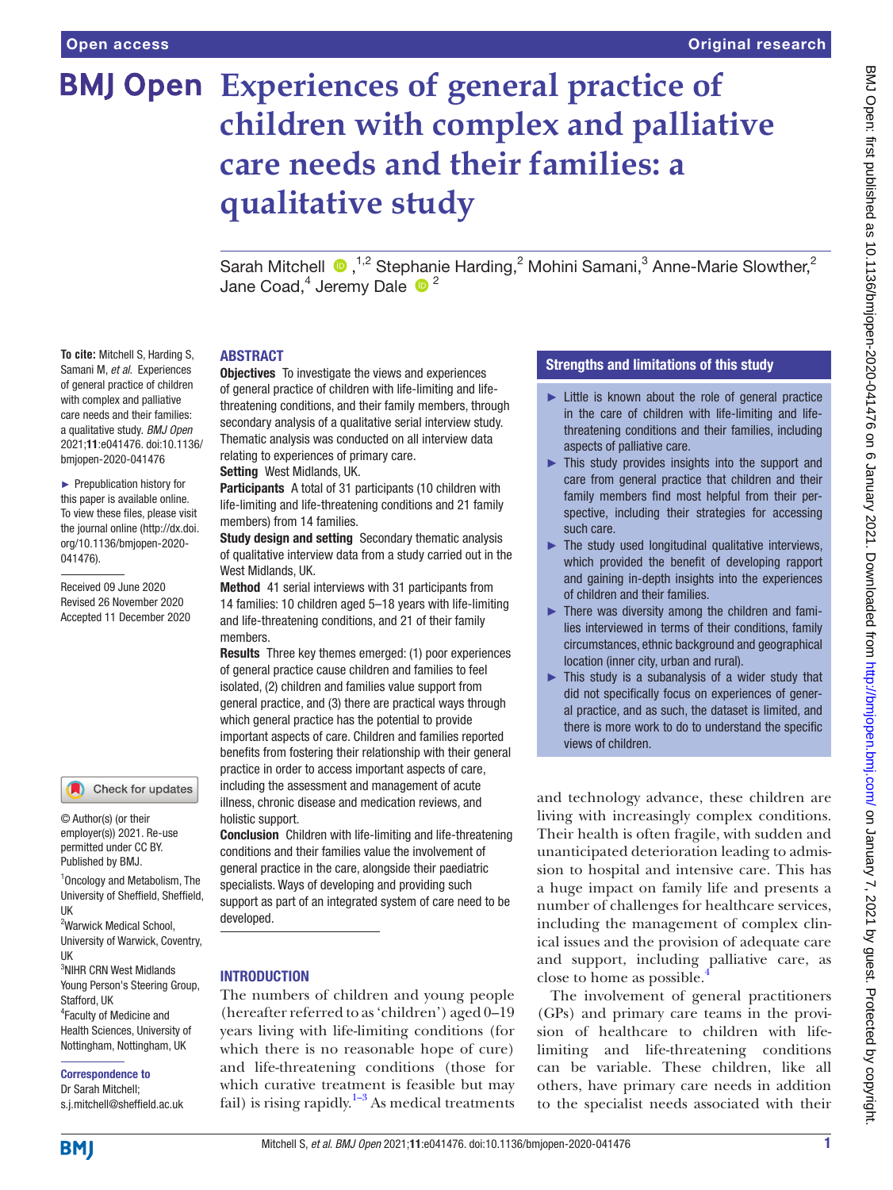# Experiences of general practice of children with complex and palliative care needs and their families: a qualitative study

Sarah Mitchell [1,2], Stephanie Harding [2], Mohini Samani [3], Anne-Marie Slowther [2], Jane Coad [4], Jeremy Dale [2]

**To cite:** Mitchell S, Harding S, Samani M, *et al*. Experiences of general practice of children with complex and palliative care needs and their families: a qualitative study. *BMJ Open* 2021;**11**:e041476. doi:10.1136/bmjopen-2020-041476

► Prepublication history for this paper is available online. To view these files, please visit the journal online (http://dx.doi.org/10.1136/bmjopen-2020-041476).

Received 09 June 2020
Revised 26 November 2020
Accepted 11 December 2020

© Author(s) (or their employer(s)) 2021. Re-use permitted under CC BY. Published by BMJ.

[1]Oncology and Metabolism, The University of Sheffield, Sheffield, UK
[2]Warwick Medical School, University of Warwick, Coventry, UK
[3]NIHR CRN West Midlands Young Person's Steering Group, Stafford, UK
[4]Faculty of Medicine and Health Sciences, University of Nottingham, Nottingham, UK

**Correspondence to**
Dr Sarah Mitchell;
s.j.mitchell@sheffield.ac.uk

## ABSTRACT

**Objectives** To investigate the views and experiences of general practice of children with life-limiting and life-threatening conditions, and their family members, through secondary analysis of a qualitative serial interview study. Thematic analysis was conducted on all interview data relating to experiences of primary care.

**Setting** West Midlands, UK.

**Participants** A total of 31 participants (10 children with life-limiting and life-threatening conditions and 21 family members) from 14 families.

**Study design and setting** Secondary thematic analysis of qualitative interview data from a study carried out in the West Midlands, UK.

**Method** 41 serial interviews with 31 participants from 14 families: 10 children aged 5–18 years with life-limiting and life-threatening conditions, and 21 of their family members.

**Results** Three key themes emerged: (1) poor experiences of general practice cause children and families to feel isolated, (2) children and families value support from general practice, and (3) there are practical ways through which general practice has the potential to provide important aspects of care. Children and families reported benefits from fostering their relationship with their general practice in order to access important aspects of care, including the assessment and management of acute illness, chronic disease and medication reviews, and holistic support.

**Conclusion** Children with life-limiting and life-threatening conditions and their families value the involvement of general practice in the care, alongside their paediatric specialists. Ways of developing and providing such support as part of an integrated system of care need to be developed.

## Strengths and limitations of this study

- Little is known about the role of general practice in the care of children with life-limiting and life-threatening conditions and their families, including aspects of palliative care.
- This study provides insights into the support and care from general practice that children and their family members find most helpful from their perspective, including their strategies for accessing such care.
- The study used longitudinal qualitative interviews, which provided the benefit of developing rapport and gaining in-depth insights into the experiences of children and their families.
- There was diversity among the children and families interviewed in terms of their conditions, family circumstances, ethnic background and geographical location (inner city, urban and rural).
- This study is a subanalysis of a wider study that did not specifically focus on experiences of general practice, and as such, the dataset is limited, and there is more work to do to understand the specific views of children.

## INTRODUCTION

The numbers of children and young people (hereafter referred to as 'children') aged 0–19 years living with life-limiting conditions (for which there is no reasonable hope of cure) and life-threatening conditions (those for which curative treatment is feasible but may fail) is rising rapidly.[1–3] As medical treatments and technology advance, these children are living with increasingly complex conditions. Their health is often fragile, with sudden and unanticipated deterioration leading to admission to hospital and intensive care. This has a huge impact on family life and presents a number of challenges for healthcare services, including the management of complex clinical issues and the provision of adequate care and support, including palliative care, as close to home as possible.[4]

The involvement of general practitioners (GPs) and primary care teams in the provision of healthcare to children with life-limiting and life-threatening conditions can be variable. These children, like all others, have primary care needs in addition to the specialist needs associated with their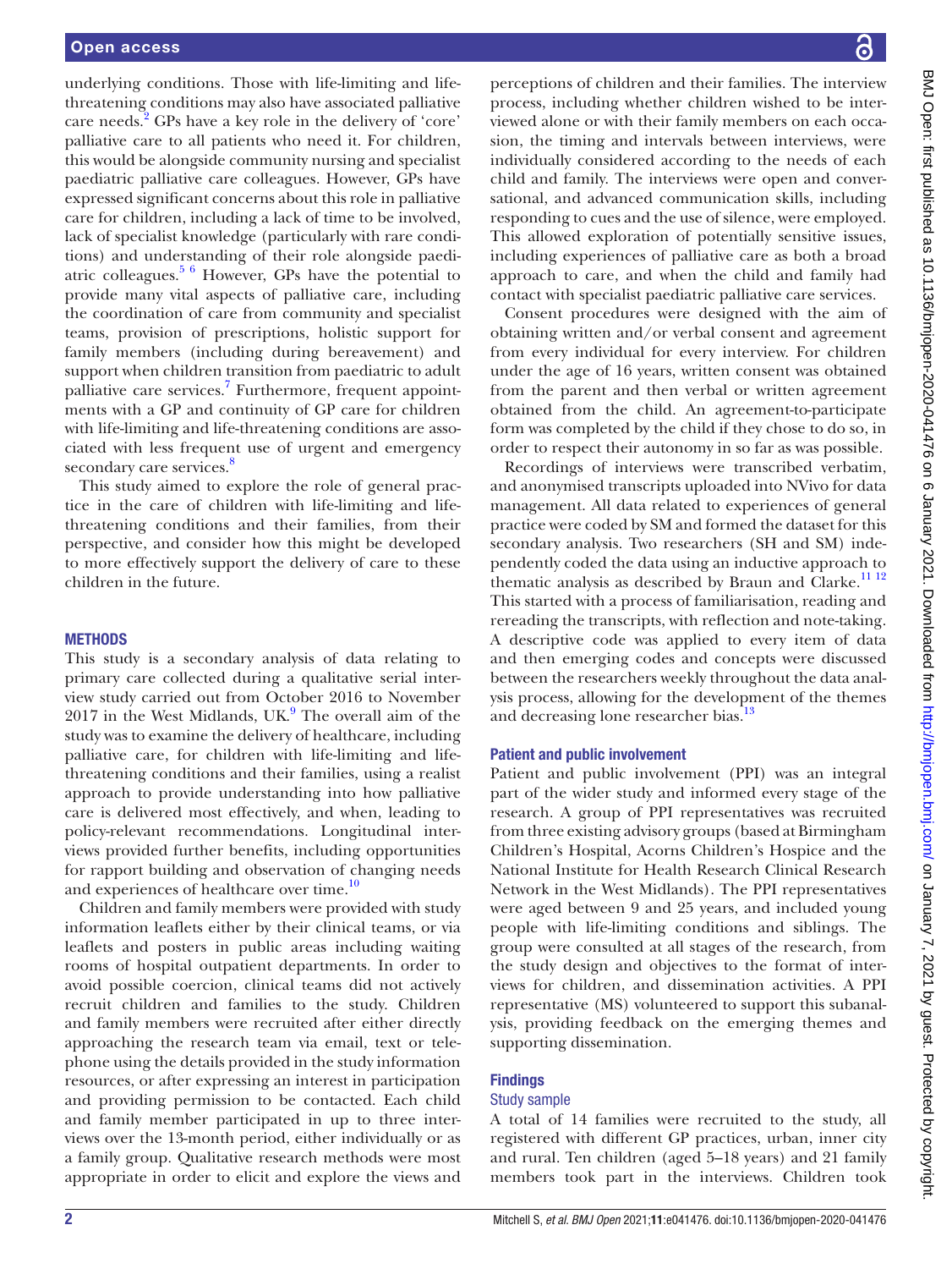underlying conditions. Those with life-limiting and life-threatening conditions may also have associated palliative care needs.[2] GPs have a key role in the delivery of 'core' palliative care to all patients who need it. For children, this would be alongside community nursing and specialist paediatric palliative care colleagues. However, GPs have expressed significant concerns about this role in palliative care for children, including a lack of time to be involved, lack of specialist knowledge (particularly with rare conditions) and understanding of their role alongside paediatric colleagues.[5 6] However, GPs have the potential to provide many vital aspects of palliative care, including the coordination of care from community and specialist teams, provision of prescriptions, holistic support for family members (including during bereavement) and support when children transition from paediatric to adult palliative care services.[7] Furthermore, frequent appointments with a GP and continuity of GP care for children with life-limiting and life-threatening conditions are associated with less frequent use of urgent and emergency secondary care services.[8]

This study aimed to explore the role of general practice in the care of children with life-limiting and life-threatening conditions and their families, from their perspective, and consider how this might be developed to more effectively support the delivery of care to these children in the future.

## METHODS

This study is a secondary analysis of data relating to primary care collected during a qualitative serial interview study carried out from October 2016 to November 2017 in the West Midlands, UK.[9] The overall aim of the study was to examine the delivery of healthcare, including palliative care, for children with life-limiting and life-threatening conditions and their families, using a realist approach to provide understanding into how palliative care is delivered most effectively, and when, leading to policy-relevant recommendations. Longitudinal interviews provided further benefits, including opportunities for rapport building and observation of changing needs and experiences of healthcare over time.[10]

Children and family members were provided with study information leaflets either by their clinical teams, or via leaflets and posters in public areas including waiting rooms of hospital outpatient departments. In order to avoid possible coercion, clinical teams did not actively recruit children and families to the study. Children and family members were recruited after either directly approaching the research team via email, text or telephone using the details provided in the study information resources, or after expressing an interest in participation and providing permission to be contacted. Each child and family member participated in up to three interviews over the 13-month period, either individually or as a family group. Qualitative research methods were most appropriate in order to elicit and explore the views and perceptions of children and their families. The interview process, including whether children wished to be interviewed alone or with their family members on each occasion, the timing and intervals between interviews, were individually considered according to the needs of each child and family. The interviews were open and conversational, and advanced communication skills, including responding to cues and the use of silence, were employed. This allowed exploration of potentially sensitive issues, including experiences of palliative care as both a broad approach to care, and when the child and family had contact with specialist paediatric palliative care services.

Consent procedures were designed with the aim of obtaining written and/or verbal consent and agreement from every individual for every interview. For children under the age of 16 years, written consent was obtained from the parent and then verbal or written agreement obtained from the child. An agreement-to-participate form was completed by the child if they chose to do so, in order to respect their autonomy in so far as was possible.

Recordings of interviews were transcribed verbatim, and anonymised transcripts uploaded into NVivo for data management. All data related to experiences of general practice were coded by SM and formed the dataset for this secondary analysis. Two researchers (SH and SM) independently coded the data using an inductive approach to thematic analysis as described by Braun and Clarke.[11 12] This started with a process of familiarisation, reading and rereading the transcripts, with reflection and note-taking. A descriptive code was applied to every item of data and then emerging codes and concepts were discussed between the researchers weekly throughout the data analysis process, allowing for the development of the themes and decreasing lone researcher bias.[13]

### Patient and public involvement

Patient and public involvement (PPI) was an integral part of the wider study and informed every stage of the research. A group of PPI representatives was recruited from three existing advisory groups (based at Birmingham Children's Hospital, Acorns Children's Hospice and the National Institute for Health Research Clinical Research Network in the West Midlands). The PPI representatives were aged between 9 and 25 years, and included young people with life-limiting conditions and siblings. The group were consulted at all stages of the research, from the study design and objectives to the format of interviews for children, and dissemination activities. A PPI representative (MS) volunteered to support this subanalysis, providing feedback on the emerging themes and supporting dissemination.

## Findings

### Study sample

A total of 14 families were recruited to the study, all registered with different GP practices, urban, inner city and rural. Ten children (aged 5–18 years) and 21 family members took part in the interviews. Children took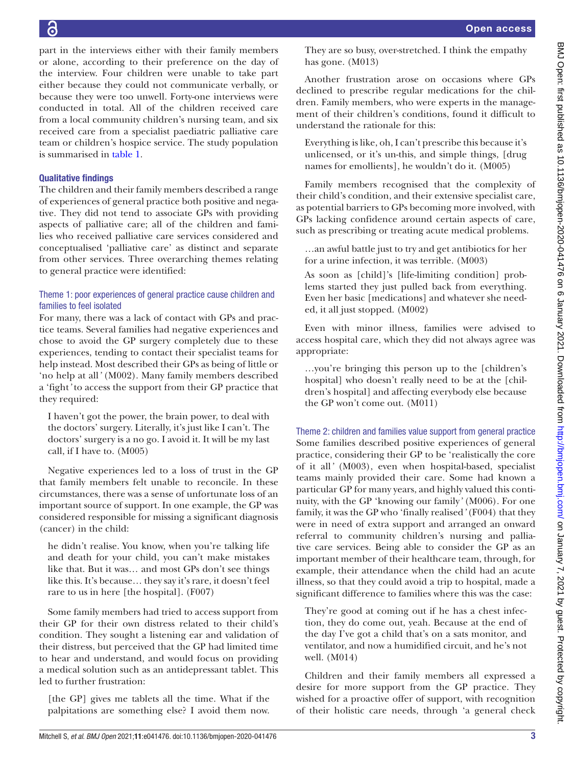part in the interviews either with their family members or alone, according to their preference on the day of the interview. Four children were unable to take part either because they could not communicate verbally, or because they were too unwell. Forty-one interviews were conducted in total. All of the children received care from a local community children's nursing team, and six received care from a specialist paediatric palliative care team or children's hospice service. The study population is summarised in table 1.

### Qualitative findings

The children and their family members described a range of experiences of general practice both positive and negative. They did not tend to associate GPs with providing aspects of palliative care; all of the children and families who received palliative care services considered and conceptualised 'palliative care' as distinct and separate from other services. Three overarching themes relating to general practice were identified:

#### Theme 1: poor experiences of general practice cause children and families to feel isolated

For many, there was a lack of contact with GPs and practice teams. Several families had negative experiences and chose to avoid the GP surgery completely due to these experiences, tending to contact their specialist teams for help instead. Most described their GPs as being of little or '*no help at all*' (M002). Many family members described a '*fight*' to access the support from their GP practice that they required:

> I haven't got the power, the brain power, to deal with the doctors' surgery. Literally, it's just like I can't. The doctors' surgery is a no go. I avoid it. It will be my last call, if I have to. (M005)

Negative experiences led to a loss of trust in the GP that family members felt unable to reconcile. In these circumstances, there was a sense of unfortunate loss of an important source of support. In one example, the GP was considered responsible for missing a significant diagnosis (cancer) in the child:

> he didn't realise. You know, when you're talking life and death for your child, you can't make mistakes like that. But it was… and most GPs don't see things like this. It's because… they say it's rare, it doesn't feel rare to us in here [the hospital]. (F007)

Some family members had tried to access support from their GP for their own distress related to their child's condition. They sought a listening ear and validation of their distress, but perceived that the GP had limited time to hear and understand, and would focus on providing a medical solution such as an antidepressant tablet. This led to further frustration:

> [the GP] gives me tablets all the time. What if the palpitations are something else? I avoid them now. They are so busy, over-stretched. I think the empathy has gone. (M013)

Another frustration arose on occasions where GPs declined to prescribe regular medications for the children. Family members, who were experts in the management of their children's conditions, found it difficult to understand the rationale for this:

> Everything is like, oh, I can't prescribe this because it's unlicensed, or it's un-this, and simple things, [drug names for emollients], he wouldn't do it. (M005)

Family members recognised that the complexity of their child's condition, and their extensive specialist care, as potential barriers to GPs becoming more involved, with GPs lacking confidence around certain aspects of care, such as prescribing or treating acute medical problems.

> …an awful battle just to try and get antibiotics for her for a urine infection, it was terrible. (M003)

> As soon as [child]'s [life-limiting condition] problems started they just pulled back from everything. Even her basic [medications] and whatever she needed, it all just stopped. (M002)

Even with minor illness, families were advised to access hospital care, which they did not always agree was appropriate:

> …you're bringing this person up to the [children's hospital] who doesn't really need to be at the [children's hospital] and affecting everybody else because the GP won't come out. (M011)

#### Theme 2: children and families value support from general practice

Some families described positive experiences of general practice, considering their GP to be '*realistically the core of it all*' (M003), even when hospital-based, specialist teams mainly provided their care. Some had known a particular GP for many years, and highly valued this continuity, with the GP '*knowing our family*' (M006). For one family, it was the GP who '*finally realised*' (F004) that they were in need of extra support and arranged an onward referral to community children's nursing and palliative care services. Being able to consider the GP as an important member of their healthcare team, through, for example, their attendance when the child had an acute illness, so that they could avoid a trip to hospital, made a significant difference to families where this was the case:

> They're good at coming out if he has a chest infection, they do come out, yeah. Because at the end of the day I've got a child that's on a sats monitor, and ventilator, and now a humidified circuit, and he's not well. (M014)

Children and their family members all expressed a desire for more support from the GP practice. They wished for a proactive offer of support, with recognition of their holistic care needs, through 'a general check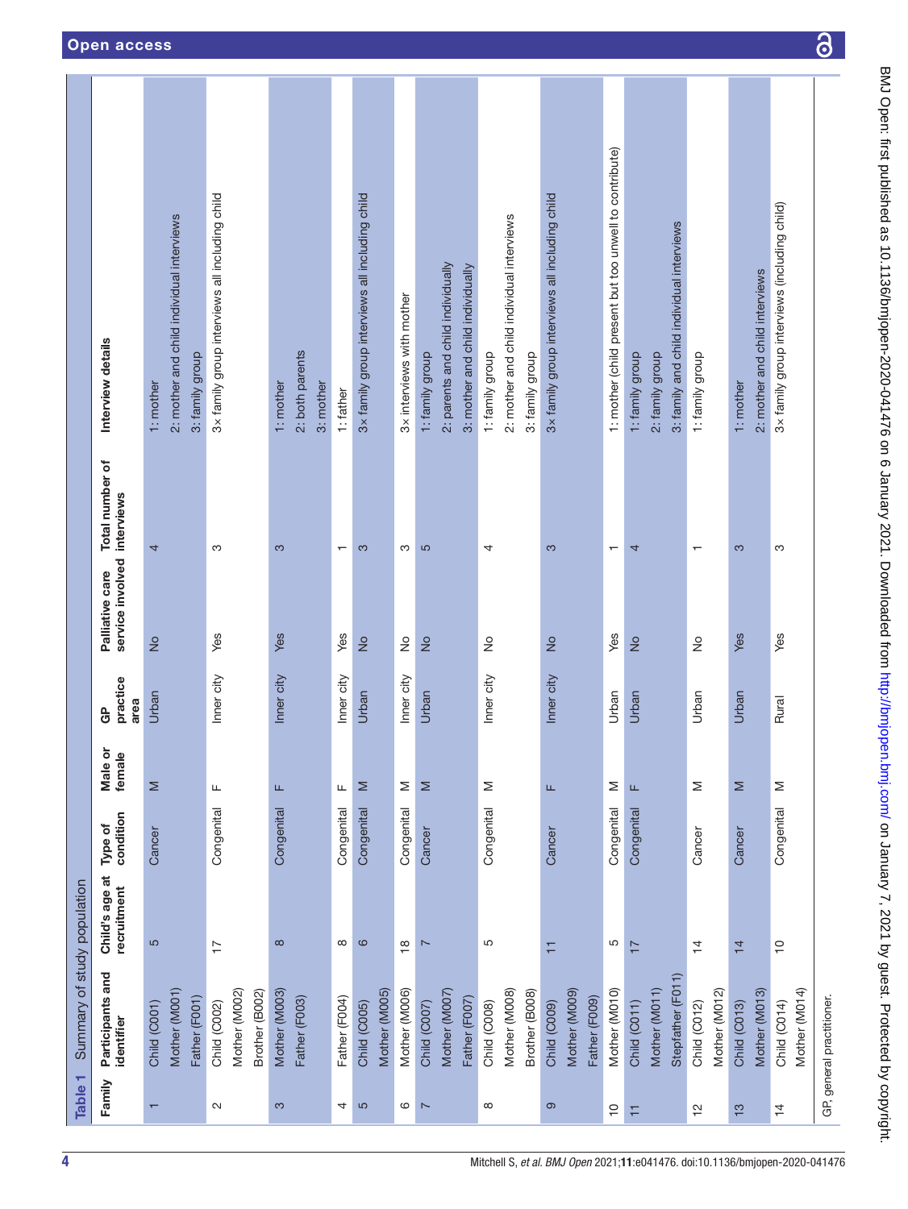**Table 1** Summary of study population

| Family | Participants and identifier | Child's age at recruitment | Type of condition | Male or female | GP practice area | Palliative care service involved | Total number of interviews | Interview details |
|---|---|---|---|---|---|---|---|---|
| 1 | Child (C001)<br>Mother (M001)<br>Father (F001) | 5 | Cancer | M | Urban | No | 4 | 1: mother<br>2: mother and child individual interviews<br>3: family group |
| 2 | Child (C002)<br>Mother (M002)<br>Brother (B002) | 17 | Congenital | F | Inner city | Yes | 3 | 3× family group interviews all including child |
| 3 | Mother (M003)<br>Father (F003) | 8 | Congenital | F | Inner city | Yes | 3 | 1: mother<br>2: both parents<br>3: mother |
| 4 | Father (F004) | 8 | Congenital | F | Inner city | Yes | 1 | 1: father |
| 5 | Child (C005)<br>Mother (M005) | 6 | Congenital | M | Urban | No | 3 | 3× family group interviews all including child |
| 6 | Mother (M006) | 18 | Congenital | M | Inner city | No | 3 | 3× interviews with mother |
| 7 | Child (C007)<br>Mother (M007)<br>Father (F007) | 7 | Cancer | M | Urban | No | 5 | 1: family group<br>2: parents and child individually<br>3: mother and child individually |
| 8 | Child (C008)<br>Mother (M008)<br>Brother (B008) | 5 | Congenital | M | Inner city | No | 4 | 1: family group<br>2: mother and child individual interviews<br>3: family group |
| 9 | Child (C009)<br>Mother (M009)<br>Father (F009) | 11 | Cancer | F | Inner city | No | 3 | 3× family group interviews all including child |
| 10 | Mother (M010) | 5 | Congenital | M | Urban | Yes | 1 | 1: mother (child present but too unwell to contribute) |
| 11 | Child (C011)<br>Mother (M011)<br>Stepfather (F011) | 17 | Congenital | F | Urban | No | 4 | 1: family group<br>2: family group<br>3: family and child individual interviews |
| 12 | Child (C012)<br>Mother (M012) | 14 | Cancer | M | Urban | No | 1 | 1: family group |
| 13 | Child (C013)<br>Mother (M013) | 14 | Cancer | M | Urban | Yes | 3 | 1: mother<br>2: mother and child interviews |
| 14 | Child (C014)<br>Mother (M014) | 10 | Congenital | M | Rural | Yes | 3 | 3× family group interviews (including child) |

GP, general practitioner.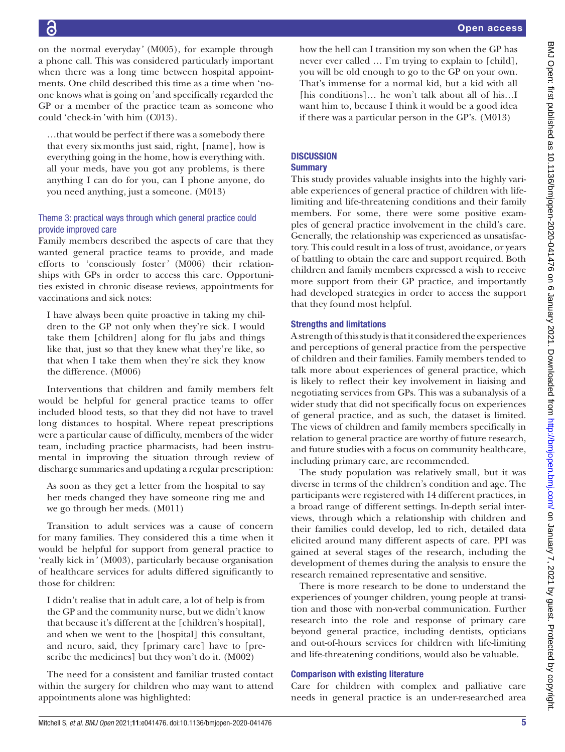on the normal everyday' (M005), for example through a phone call. This was considered particularly important when there was a long time between hospital appointments. One child described this time as a time when 'no-one knows what is going on' and specifically regarded the GP or a member of the practice team as someone who could 'check-in' with him (C013).

> …that would be perfect if there was a somebody there that every six months just said, right, [name], how is everything going in the home, how is everything with. all your meds, have you got any problems, is there anything I can do for you, can I phone anyone, do you need anything, just a someone. (M013)

### Theme 3: practical ways through which general practice could provide improved care

Family members described the aspects of care that they wanted general practice teams to provide, and made efforts to 'consciously foster' (M006) their relationships with GPs in order to access this care. Opportunities existed in chronic disease reviews, appointments for vaccinations and sick notes:

> I have always been quite proactive in taking my children to the GP not only when they're sick. I would take them [children] along for flu jabs and things like that, just so that they knew what they're like, so that when I take them when they're sick they know the difference. (M006)

Interventions that children and family members felt would be helpful for general practice teams to offer included blood tests, so that they did not have to travel long distances to hospital. Where repeat prescriptions were a particular cause of difficulty, members of the wider team, including practice pharmacists, had been instrumental in improving the situation through review of discharge summaries and updating a regular prescription:

> As soon as they get a letter from the hospital to say her meds changed they have someone ring me and we go through her meds. (M011)

Transition to adult services was a cause of concern for many families. They considered this a time when it would be helpful for support from general practice to 'really kick in' (M003), particularly because organisation of healthcare services for adults differed significantly to those for children:

> I didn't realise that in adult care, a lot of help is from the GP and the community nurse, but we didn't know that because it's different at the [children's hospital], and when we went to the [hospital] this consultant, and neuro, said, they [primary care] have to [prescribe the medicines] but they won't do it. (M002)

The need for a consistent and familiar trusted contact within the surgery for children who may want to attend appointments alone was highlighted:

> how the hell can I transition my son when the GP has never ever called … I'm trying to explain to [child], you will be old enough to go to the GP on your own. That's immense for a normal kid, but a kid with all [his conditions]… he won't talk about all of his…I want him to, because I think it would be a good idea if there was a particular person in the GP's. (M013)

## DISCUSSION

### Summary

This study provides valuable insights into the highly variable experiences of general practice of children with life-limiting and life-threatening conditions and their family members. For some, there were some positive examples of general practice involvement in the child's care. Generally, the relationship was experienced as unsatisfactory. This could result in a loss of trust, avoidance, or years of battling to obtain the care and support required. Both children and family members expressed a wish to receive more support from their GP practice, and importantly had developed strategies in order to access the support that they found most helpful.

### Strengths and limitations

A strength of this study is that it considered the experiences and perceptions of general practice from the perspective of children and their families. Family members tended to talk more about experiences of general practice, which is likely to reflect their key involvement in liaising and negotiating services from GPs. This was a subanalysis of a wider study that did not specifically focus on experiences of general practice, and as such, the dataset is limited. The views of children and family members specifically in relation to general practice are worthy of future research, and future studies with a focus on community healthcare, including primary care, are recommended.

The study population was relatively small, but it was diverse in terms of the children's condition and age. The participants were registered with 14 different practices, in a broad range of different settings. In-depth serial interviews, through which a relationship with children and their families could develop, led to rich, detailed data elicited around many different aspects of care. PPI was gained at several stages of the research, including the development of themes during the analysis to ensure the research remained representative and sensitive.

There is more research to be done to understand the experiences of younger children, young people at transition and those with non-verbal communication. Further research into the role and response of primary care beyond general practice, including dentists, opticians and out-of-hours services for children with life-limiting and life-threatening conditions, would also be valuable.

### Comparison with existing literature

Care for children with complex and palliative care needs in general practice is an under-researched area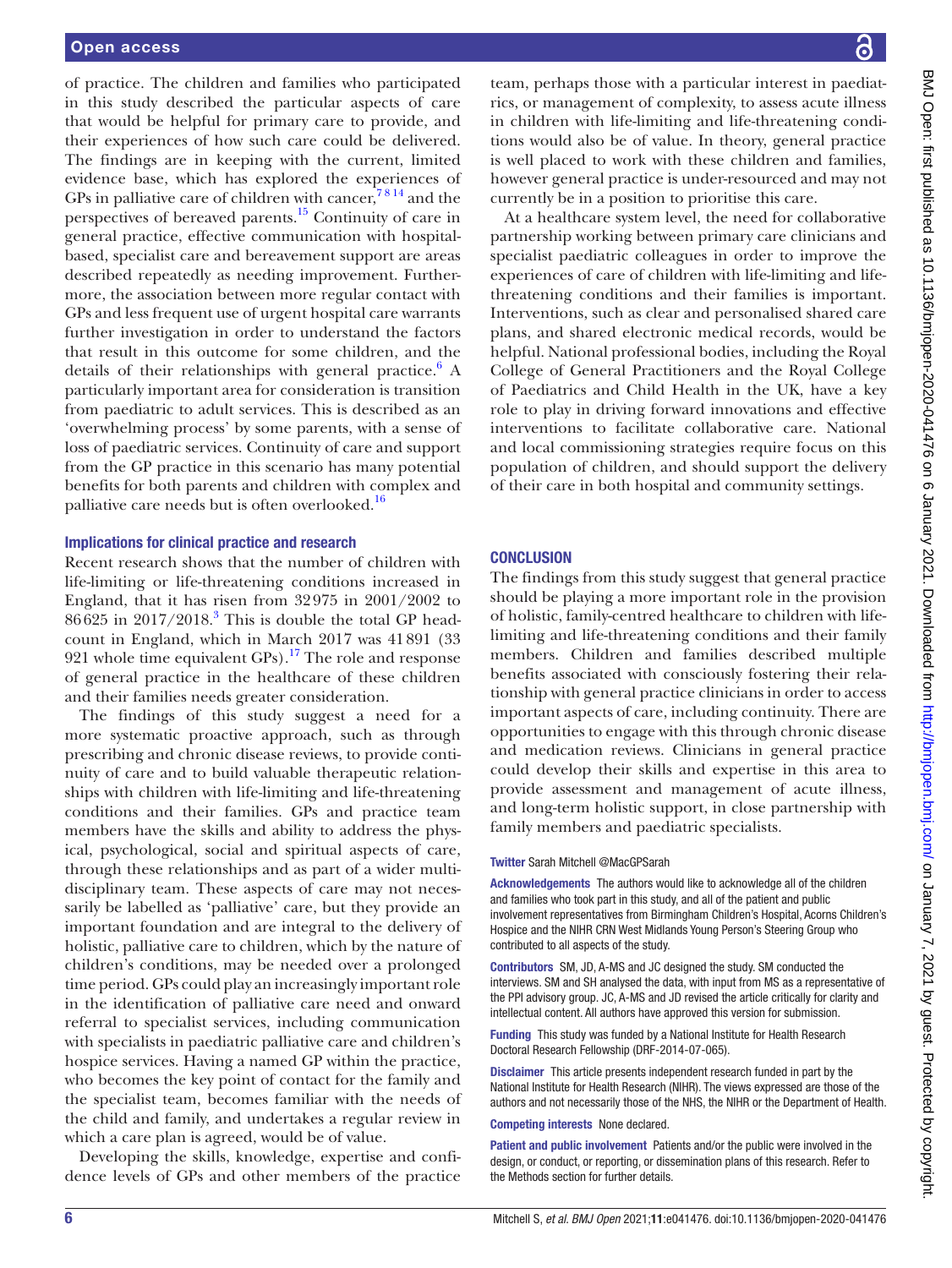of practice. The children and families who participated in this study described the particular aspects of care that would be helpful for primary care to provide, and their experiences of how such care could be delivered. The findings are in keeping with the current, limited evidence base, which has explored the experiences of GPs in palliative care of children with cancer,[7 8 14] and the perspectives of bereaved parents.[15] Continuity of care in general practice, effective communication with hospital-based, specialist care and bereavement support are areas described repeatedly as needing improvement. Furthermore, the association between more regular contact with GPs and less frequent use of urgent hospital care warrants further investigation in order to understand the factors that result in this outcome for some children, and the details of their relationships with general practice.[6] A particularly important area for consideration is transition from paediatric to adult services. This is described as an 'overwhelming process' by some parents, with a sense of loss of paediatric services. Continuity of care and support from the GP practice in this scenario has many potential benefits for both parents and children with complex and palliative care needs but is often overlooked.[16]

### Implications for clinical practice and research

Recent research shows that the number of children with life-limiting or life-threatening conditions increased in England, that it has risen from 32 975 in 2001/2002 to 86 625 in 2017/2018.[3] This is double the total GP headcount in England, which in March 2017 was 41 891 (33 921 whole time equivalent GPs).[17] The role and response of general practice in the healthcare of these children and their families needs greater consideration.

The findings of this study suggest a need for a more systematic proactive approach, such as through prescribing and chronic disease reviews, to provide continuity of care and to build valuable therapeutic relationships with children with life-limiting and life-threatening conditions and their families. GPs and practice team members have the skills and ability to address the physical, psychological, social and spiritual aspects of care, through these relationships and as part of a wider multidisciplinary team. These aspects of care may not necessarily be labelled as 'palliative' care, but they provide an important foundation and are integral to the delivery of holistic, palliative care to children, which by the nature of children's conditions, may be needed over a prolonged time period. GPs could play an increasingly important role in the identification of palliative care need and onward referral to specialist services, including communication with specialists in paediatric palliative care and children's hospice services. Having a named GP within the practice, who becomes the key point of contact for the family and the specialist team, becomes familiar with the needs of the child and family, and undertakes a regular review in which a care plan is agreed, would be of value.

Developing the skills, knowledge, expertise and confidence levels of GPs and other members of the practice team, perhaps those with a particular interest in paediatrics, or management of complexity, to assess acute illness in children with life-limiting and life-threatening conditions would also be of value. In theory, general practice is well placed to work with these children and families, however general practice is under-resourced and may not currently be in a position to prioritise this care.

At a healthcare system level, the need for collaborative partnership working between primary care clinicians and specialist paediatric colleagues in order to improve the experiences of care of children with life-limiting and life-threatening conditions and their families is important. Interventions, such as clear and personalised shared care plans, and shared electronic medical records, would be helpful. National professional bodies, including the Royal College of General Practitioners and the Royal College of Paediatrics and Child Health in the UK, have a key role to play in driving forward innovations and effective interventions to facilitate collaborative care. National and local commissioning strategies require focus on this population of children, and should support the delivery of their care in both hospital and community settings.

## CONCLUSION

The findings from this study suggest that general practice should be playing a more important role in the provision of holistic, family-centred healthcare to children with life-limiting and life-threatening conditions and their family members. Children and families described multiple benefits associated with consciously fostering their relationship with general practice clinicians in order to access important aspects of care, including continuity. There are opportunities to engage with this through chronic disease and medication reviews. Clinicians in general practice could develop their skills and expertise in this area to provide assessment and management of acute illness, and long-term holistic support, in close partnership with family members and paediatric specialists.

**Twitter** Sarah Mitchell @MacGPSarah

**Acknowledgements** The authors would like to acknowledge all of the children and families who took part in this study, and all of the patient and public involvement representatives from Birmingham Children's Hospital, Acorns Children's Hospice and the NIHR CRN West Midlands Young Person's Steering Group who contributed to all aspects of the study.

**Contributors** SM, JD, A-MS and JC designed the study. SM conducted the interviews. SM and SH analysed the data, with input from MS as a representative of the PPI advisory group. JC, A-MS and JD revised the article critically for clarity and intellectual content. All authors have approved this version for submission.

**Funding** This study was funded by a National Institute for Health Research Doctoral Research Fellowship (DRF-2014-07-065).

**Disclaimer** This article presents independent research funded in part by the National Institute for Health Research (NIHR). The views expressed are those of the authors and not necessarily those of the NHS, the NIHR or the Department of Health.

**Competing interests** None declared.

**Patient and public involvement** Patients and/or the public were involved in the design, or conduct, or reporting, or dissemination plans of this research. Refer to the Methods section for further details.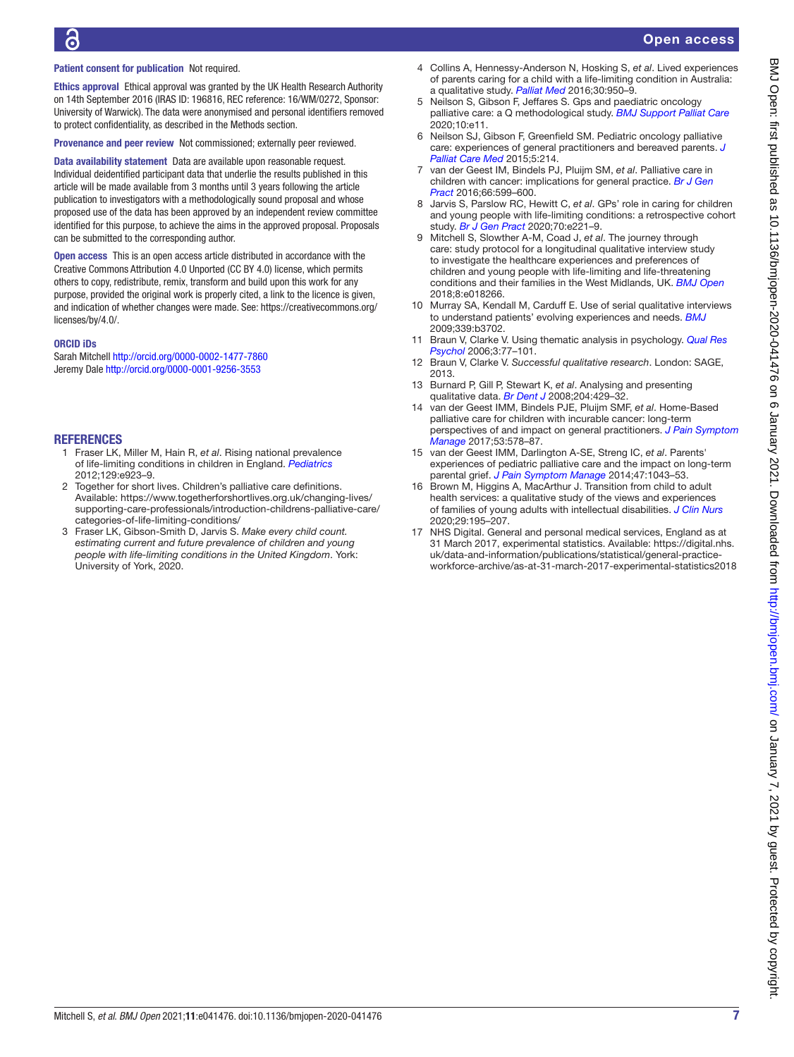**Patient consent for publication** Not required.

**Ethics approval** Ethical approval was granted by the UK Health Research Authority on 14th September 2016 (IRAS ID: 196816, REC reference: 16/WM/0272, Sponsor: University of Warwick). The data were anonymised and personal identifiers removed to protect confidentiality, as described in the Methods section.

**Provenance and peer review** Not commissioned; externally peer reviewed.

**Data availability statement** Data are available upon reasonable request. Individual deidentified participant data that underlie the results published in this article will be made available from 3 months until 3 years following the article publication to investigators with a methodologically sound proposal and whose proposed use of the data has been approved by an independent review committee identified for this purpose, to achieve the aims in the approved proposal. Proposals can be submitted to the corresponding author.

**Open access** This is an open access article distributed in accordance with the Creative Commons Attribution 4.0 Unported (CC BY 4.0) license, which permits others to copy, redistribute, remix, transform and build upon this work for any purpose, provided the original work is properly cited, a link to the licence is given, and indication of whether changes were made. See: https://creativecommons.org/licenses/by/4.0/.

**ORCID iDs**

Sarah Mitchell http://orcid.org/0000-0002-1477-7860
Jeremy Dale http://orcid.org/0000-0001-9256-3553

## REFERENCES

1. Fraser LK, Miller M, Hain R, *et al*. Rising national prevalence of life-limiting conditions in children in England. *Pediatrics* 2012;129:e923–9.
2. Together for short lives. Children's palliative care definitions. Available: https://www.togetherforshortlives.org.uk/changing-lives/supporting-care-professionals/introduction-childrens-palliative-care/categories-of-life-limiting-conditions/
3. Fraser LK, Gibson-Smith D, Jarvis S. *Make every child count. estimating current and future prevalence of children and young people with life-limiting conditions in the United Kingdom*. York: University of York, 2020.
4. Collins A, Hennessy-Anderson N, Hosking S, *et al*. Lived experiences of parents caring for a child with a life-limiting condition in Australia: a qualitative study. *Palliat Med* 2016;30:950–9.
5. Neilson S, Gibson F, Jeffares S. Gps and paediatric oncology palliative care: a Q methodological study. *BMJ Support Palliat Care* 2020;10:e11.
6. Neilson SJ, Gibson F, Greenfield SM. Pediatric oncology palliative care: experiences of general practitioners and bereaved parents. *J Palliat Care Med* 2015;5:214.
7. van der Geest IM, Bindels PJ, Pluijm SM, *et al*. Palliative care in children with cancer: implications for general practice. *Br J Gen Pract* 2016;66:599–600.
8. Jarvis S, Parslow RC, Hewitt C, *et al*. GPs' role in caring for children and young people with life-limiting conditions: a retrospective cohort study. *Br J Gen Pract* 2020;70:e221–9.
9. Mitchell S, Slowther A-M, Coad J, *et al*. The journey through care: study protocol for a longitudinal qualitative interview study to investigate the healthcare experiences and preferences of children and young people with life-limiting and life-threatening conditions and their families in the West Midlands, UK. *BMJ Open* 2018;8:e018266.
10. Murray SA, Kendall M, Carduff E. Use of serial qualitative interviews to understand patients' evolving experiences and needs. *BMJ* 2009;339:b3702.
11. Braun V, Clarke V. Using thematic analysis in psychology. *Qual Res Psychol* 2006;3:77–101.
12. Braun V, Clarke V. *Successful qualitative research*. London: SAGE, 2013.
13. Burnard P, Gill P, Stewart K, *et al*. Analysing and presenting qualitative data. *Br Dent J* 2008;204:429–32.
14. van der Geest IMM, Bindels PJE, Pluijm SMF, *et al*. Home-Based palliative care for children with incurable cancer: long-term perspectives of and impact on general practitioners. *J Pain Symptom Manage* 2017;53:578–87.
15. van der Geest IMM, Darlington A-SE, Streng IC, *et al*. Parents' experiences of pediatric palliative care and the impact on long-term parental grief. *J Pain Symptom Manage* 2014;47:1043–53.
16. Brown M, Higgins A, MacArthur J. Transition from child to adult health services: a qualitative study of the views and experiences of families of young adults with intellectual disabilities. *J Clin Nurs* 2020;29:195–207.
17. NHS Digital. General and personal medical services, England as at 31 March 2017, experimental statistics. Available: https://digital.nhs.uk/data-and-information/publications/statistical/general-practice-workforce-archive/as-at-31-march-2017-experimental-statistics2018